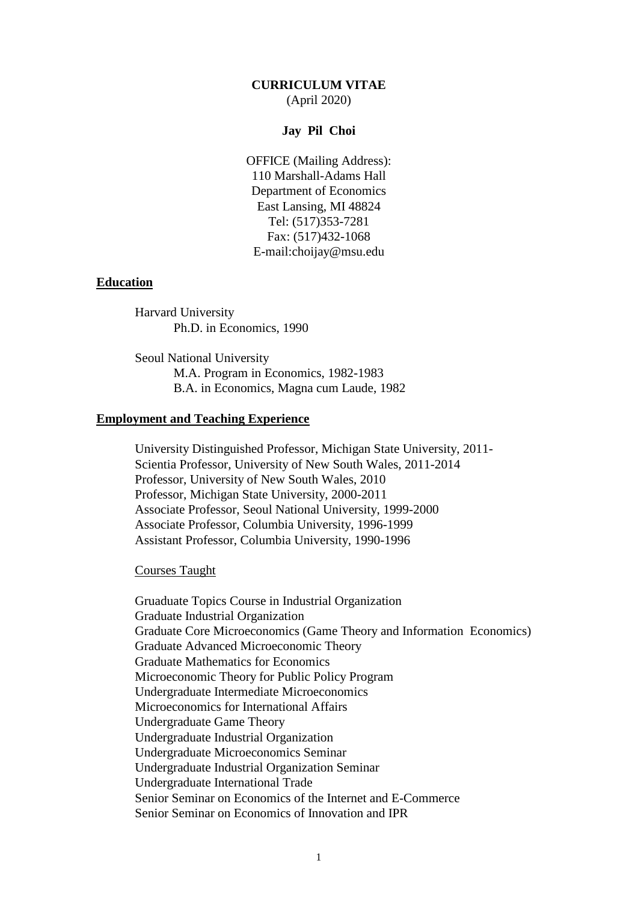# CURRICULUM VITAE

(April 2020)

**Jay Pil Choi**

OFFICE (Mailing Address):
110 Marshall-Adams Hall
Department of Economics
East Lansing, MI 48824
Tel: (517)353-7281
Fax: (517)432-1068
E-mail:choijay@msu.edu

## Education

Harvard University
Ph.D. in Economics, 1990

Seoul National University
M.A. Program in Economics, 1982-1983
B.A. in Economics, Magna cum Laude, 1982

## Employment and Teaching Experience

University Distinguished Professor, Michigan State University, 2011-
Scientia Professor, University of New South Wales, 2011-2014
Professor, University of New South Wales, 2010
Professor, Michigan State University, 2000-2011
Associate Professor, Seoul National University, 1999-2000
Associate Professor, Columbia University, 1996-1999
Assistant Professor, Columbia University, 1990-1996

### Courses Taught

Gruaduate Topics Course in Industrial Organization
Graduate Industrial Organization
Graduate Core Microeconomics (Game Theory and Information Economics)
Graduate Advanced Microeconomic Theory
Graduate Mathematics for Economics
Microeconomic Theory for Public Policy Program
Undergraduate Intermediate Microeconomics
Microeconomics for International Affairs
Undergraduate Game Theory
Undergraduate Industrial Organization
Undergraduate Microeconomics Seminar
Undergraduate Industrial Organization Seminar
Undergraduate International Trade
Senior Seminar on Economics of the Internet and E-Commerce
Senior Seminar on Economics of Innovation and IPR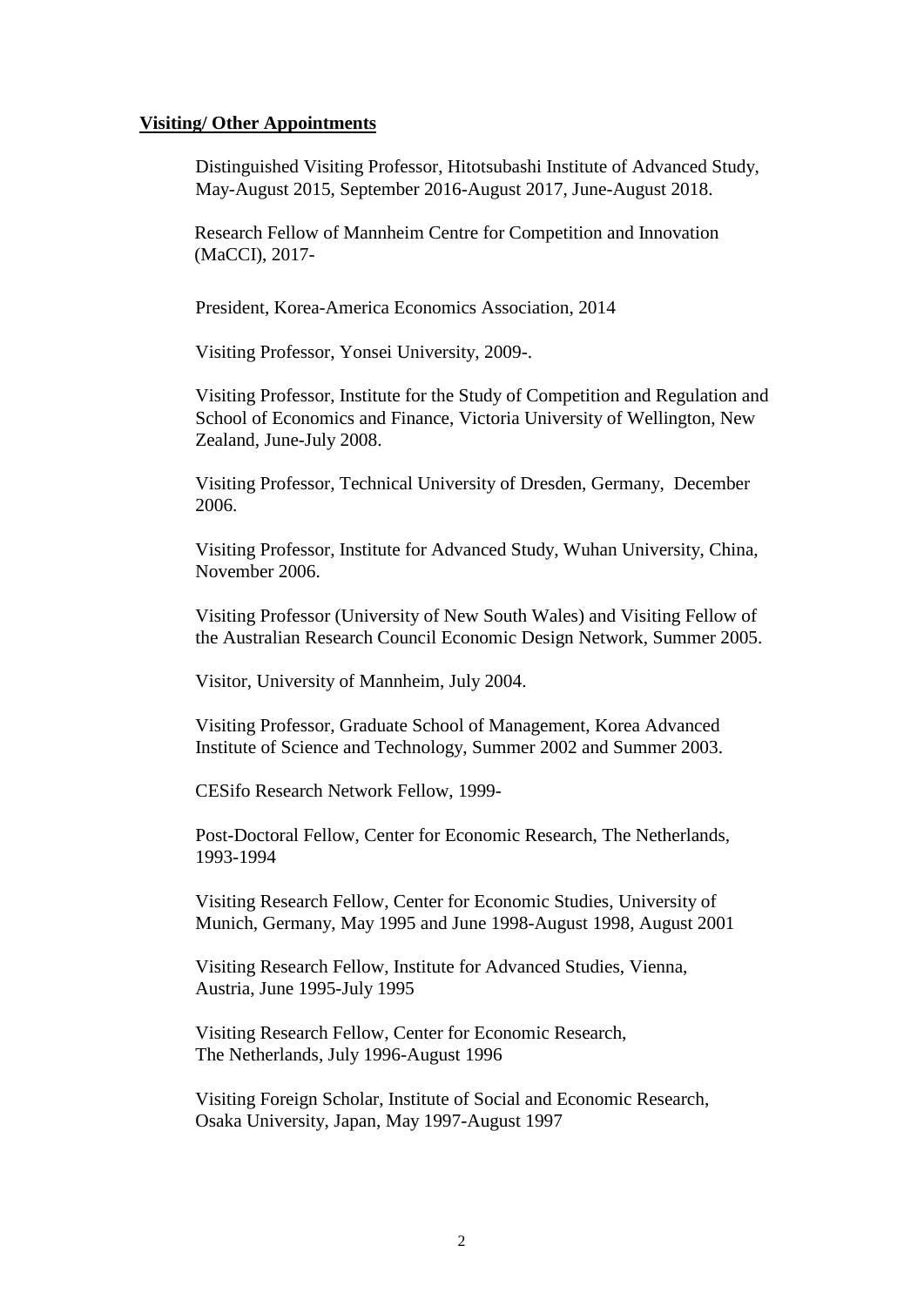**Visiting/ Other Appointments**

Distinguished Visiting Professor, Hitotsubashi Institute of Advanced Study, May-August 2015, September 2016-August 2017, June-August 2018.

Research Fellow of Mannheim Centre for Competition and Innovation (MaCCI), 2017-

President, Korea-America Economics Association, 2014

Visiting Professor, Yonsei University, 2009-.

Visiting Professor, Institute for the Study of Competition and Regulation and School of Economics and Finance, Victoria University of Wellington, New Zealand, June-July 2008.

Visiting Professor, Technical University of Dresden, Germany, December 2006.

Visiting Professor, Institute for Advanced Study, Wuhan University, China, November 2006.

Visiting Professor (University of New South Wales) and Visiting Fellow of the Australian Research Council Economic Design Network, Summer 2005.

Visitor, University of Mannheim, July 2004.

Visiting Professor, Graduate School of Management, Korea Advanced Institute of Science and Technology, Summer 2002 and Summer 2003.

CESifo Research Network Fellow, 1999-

Post-Doctoral Fellow, Center for Economic Research, The Netherlands, 1993-1994

Visiting Research Fellow, Center for Economic Studies, University of Munich, Germany, May 1995 and June 1998-August 1998, August 2001

Visiting Research Fellow, Institute for Advanced Studies, Vienna, Austria, June 1995-July 1995

Visiting Research Fellow, Center for Economic Research, The Netherlands, July 1996-August 1996

Visiting Foreign Scholar, Institute of Social and Economic Research, Osaka University, Japan, May 1997-August 1997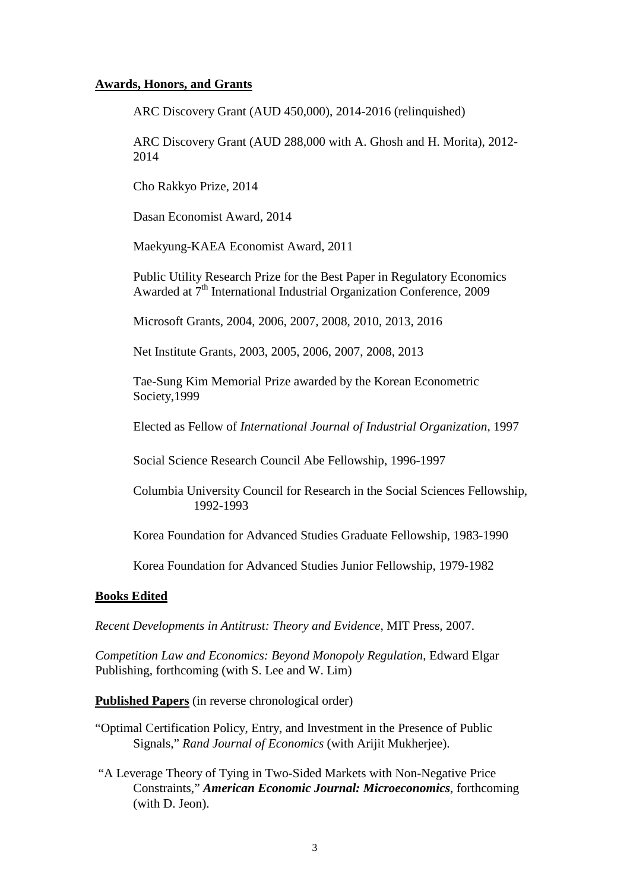**Awards, Honors, and Grants**

ARC Discovery Grant (AUD 450,000), 2014-2016 (relinquished)

ARC Discovery Grant (AUD 288,000 with A. Ghosh and H. Morita), 2012-2014

Cho Rakkyo Prize, 2014

Dasan Economist Award, 2014

Maekyung-KAEA Economist Award, 2011

Public Utility Research Prize for the Best Paper in Regulatory Economics Awarded at 7th International Industrial Organization Conference, 2009

Microsoft Grants, 2004, 2006, 2007, 2008, 2010, 2013, 2016

Net Institute Grants, 2003, 2005, 2006, 2007, 2008, 2013

Tae-Sung Kim Memorial Prize awarded by the Korean Econometric Society,1999

Elected as Fellow of *International Journal of Industrial Organization*, 1997

Social Science Research Council Abe Fellowship, 1996-1997

Columbia University Council for Research in the Social Sciences Fellowship, 1992-1993

Korea Foundation for Advanced Studies Graduate Fellowship, 1983-1990

Korea Foundation for Advanced Studies Junior Fellowship, 1979-1982

**Books Edited**

*Recent Developments in Antitrust: Theory and Evidence*, MIT Press, 2007.

*Competition Law and Economics: Beyond Monopoly Regulation*, Edward Elgar Publishing, forthcoming (with S. Lee and W. Lim)

**Published Papers** (in reverse chronological order)

"Optimal Certification Policy, Entry, and Investment in the Presence of Public Signals," *Rand Journal of Economics* (with Arijit Mukherjee).

"A Leverage Theory of Tying in Two-Sided Markets with Non-Negative Price Constraints," ***American Economic Journal: Microeconomics***, forthcoming (with D. Jeon).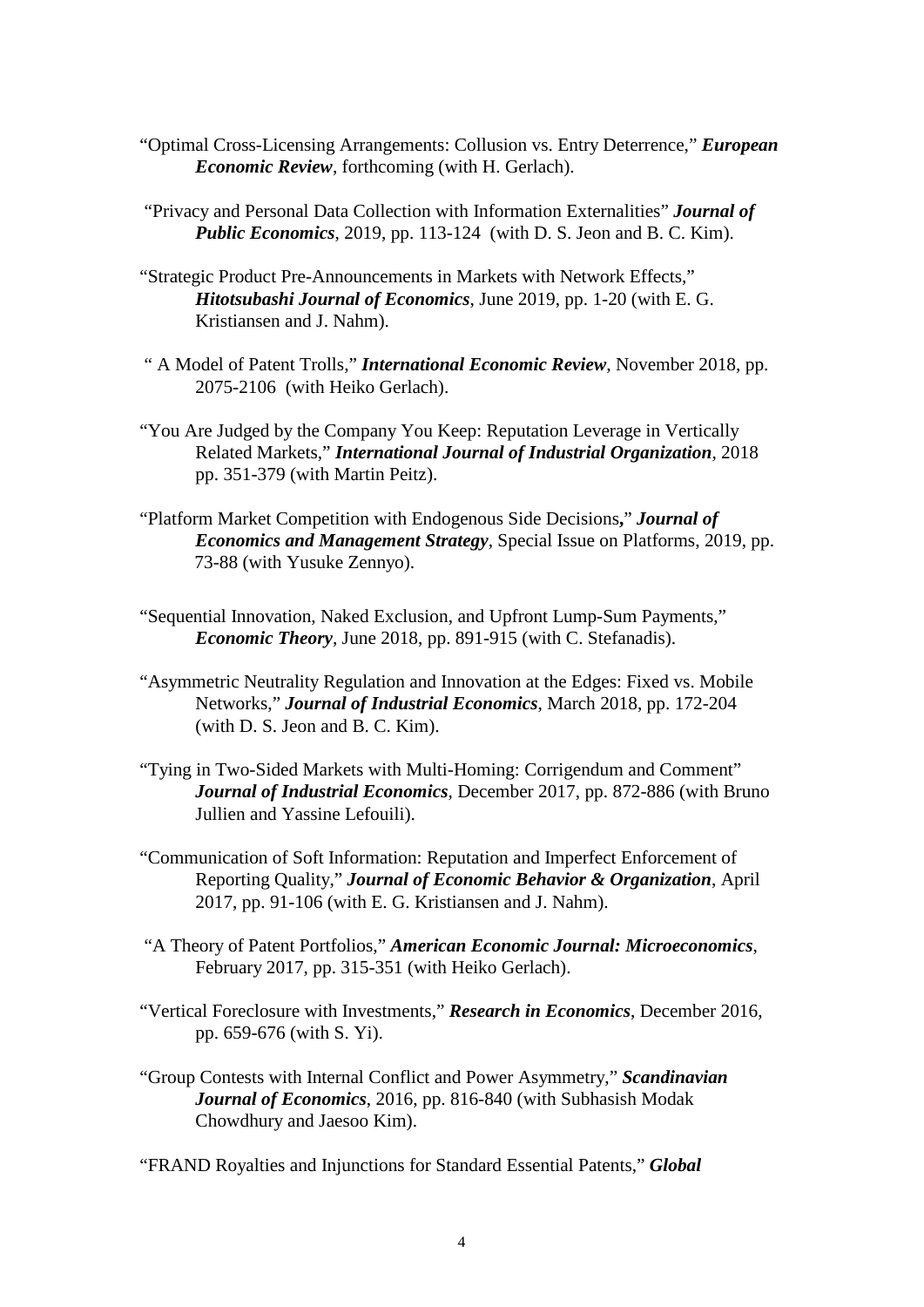"Optimal Cross-Licensing Arrangements: Collusion vs. Entry Deterrence," ***European Economic Review***, forthcoming (with H. Gerlach).

"Privacy and Personal Data Collection with Information Externalities" ***Journal of Public Economics***, 2019, pp. 113-124 (with D. S. Jeon and B. C. Kim).

"Strategic Product Pre-Announcements in Markets with Network Effects," ***Hitotsubashi Journal of Economics***, June 2019, pp. 1-20 (with E. G. Kristiansen and J. Nahm).

" A Model of Patent Trolls," ***International Economic Review***, November 2018, pp. 2075-2106 (with Heiko Gerlach).

"You Are Judged by the Company You Keep: Reputation Leverage in Vertically Related Markets," ***International Journal of Industrial Organization***, 2018 pp. 351-379 (with Martin Peitz).

"Platform Market Competition with Endogenous Side Decisions**,**" ***Journal of Economics and Management Strategy***, Special Issue on Platforms, 2019, pp. 73-88 (with Yusuke Zennyo).

"Sequential Innovation, Naked Exclusion, and Upfront Lump-Sum Payments," ***Economic Theory***, June 2018, pp. 891-915 (with C. Stefanadis).

"Asymmetric Neutrality Regulation and Innovation at the Edges: Fixed vs. Mobile Networks," ***Journal of Industrial Economics***, March 2018, pp. 172-204 (with D. S. Jeon and B. C. Kim).

"Tying in Two-Sided Markets with Multi-Homing: Corrigendum and Comment" ***Journal of Industrial Economics***, December 2017, pp. 872-886 (with Bruno Jullien and Yassine Lefouili).

"Communication of Soft Information: Reputation and Imperfect Enforcement of Reporting Quality," ***Journal of Economic Behavior & Organization***, April 2017, pp. 91-106 (with E. G. Kristiansen and J. Nahm).

"A Theory of Patent Portfolios," ***American Economic Journal: Microeconomics***, February 2017, pp. 315-351 (with Heiko Gerlach).

"Vertical Foreclosure with Investments," ***Research in Economics***, December 2016, pp. 659-676 (with S. Yi).

"Group Contests with Internal Conflict and Power Asymmetry," ***Scandinavian Journal of Economics***, 2016, pp. 816-840 (with Subhasish Modak Chowdhury and Jaesoo Kim).

"FRAND Royalties and Injunctions for Standard Essential Patents," ***Global***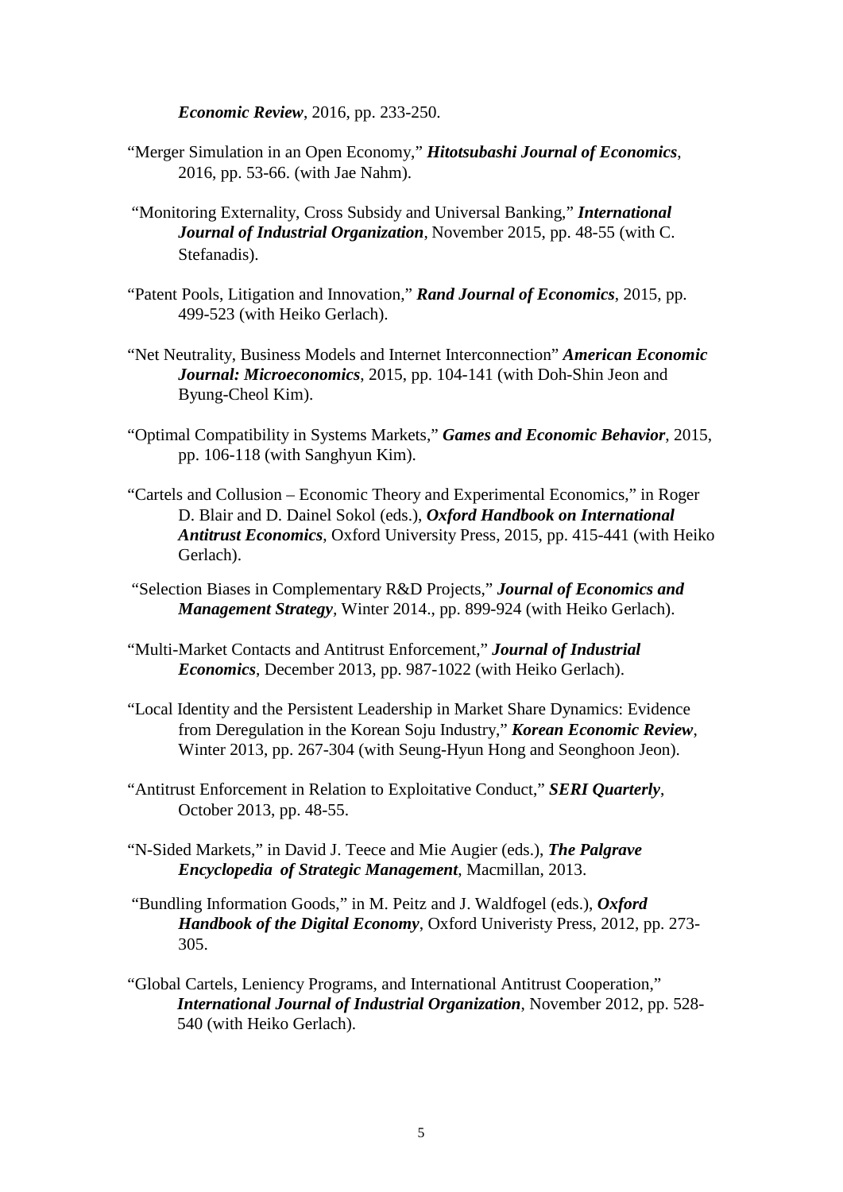***Economic Review***, 2016, pp. 233-250.

"Merger Simulation in an Open Economy," ***Hitotsubashi Journal of Economics***, 2016, pp. 53-66. (with Jae Nahm).

"Monitoring Externality, Cross Subsidy and Universal Banking," ***International Journal of Industrial Organization***, November 2015, pp. 48-55 (with C. Stefanadis).

"Patent Pools, Litigation and Innovation," ***Rand Journal of Economics***, 2015, pp. 499-523 (with Heiko Gerlach).

"Net Neutrality, Business Models and Internet Interconnection" ***American Economic Journal: Microeconomics***, 2015, pp. 104-141 (with Doh-Shin Jeon and Byung-Cheol Kim).

"Optimal Compatibility in Systems Markets," ***Games and Economic Behavior***, 2015, pp. 106-118 (with Sanghyun Kim).

"Cartels and Collusion – Economic Theory and Experimental Economics," in Roger D. Blair and D. Dainel Sokol (eds.), ***Oxford Handbook on International Antitrust Economics***, Oxford University Press, 2015, pp. 415-441 (with Heiko Gerlach).

"Selection Biases in Complementary R&D Projects," ***Journal of Economics and Management Strategy***, Winter 2014., pp. 899-924 (with Heiko Gerlach).

"Multi-Market Contacts and Antitrust Enforcement," ***Journal of Industrial Economics***, December 2013, pp. 987-1022 (with Heiko Gerlach).

"Local Identity and the Persistent Leadership in Market Share Dynamics: Evidence from Deregulation in the Korean Soju Industry," ***Korean Economic Review***, Winter 2013, pp. 267-304 (with Seung-Hyun Hong and Seonghoon Jeon).

"Antitrust Enforcement in Relation to Exploitative Conduct," ***SERI Quarterly***, October 2013, pp. 48-55.

"N-Sided Markets," in David J. Teece and Mie Augier (eds.), ***The Palgrave Encyclopedia of Strategic Management***, Macmillan, 2013.

"Bundling Information Goods," in M. Peitz and J. Waldfogel (eds.), ***Oxford Handbook of the Digital Economy***, Oxford Univeristy Press, 2012, pp. 273-305.

"Global Cartels, Leniency Programs, and International Antitrust Cooperation," ***International Journal of Industrial Organization***, November 2012, pp. 528-540 (with Heiko Gerlach).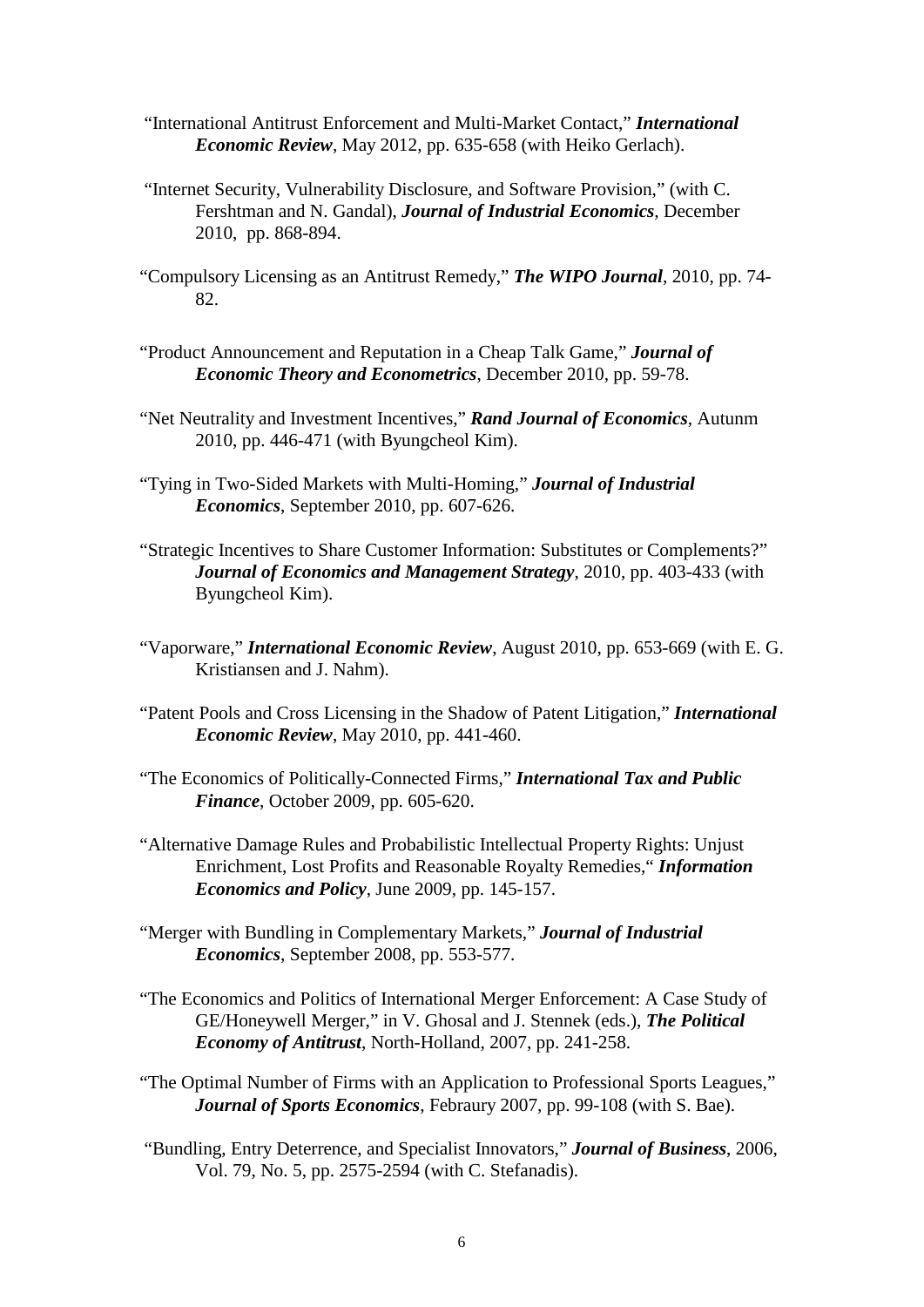"International Antitrust Enforcement and Multi-Market Contact," ***International Economic Review***, May 2012, pp. 635-658 (with Heiko Gerlach).

"Internet Security, Vulnerability Disclosure, and Software Provision," (with C. Fershtman and N. Gandal), ***Journal of Industrial Economics***, December 2010, pp. 868-894.

"Compulsory Licensing as an Antitrust Remedy," ***The WIPO Journal***, 2010, pp. 74-82.

"Product Announcement and Reputation in a Cheap Talk Game," ***Journal of Economic Theory and Econometrics***, December 2010, pp. 59-78.

"Net Neutrality and Investment Incentives," ***Rand Journal of Economics***, Autunm 2010, pp. 446-471 (with Byungcheol Kim).

"Tying in Two-Sided Markets with Multi-Homing," ***Journal of Industrial Economics***, September 2010, pp. 607-626.

"Strategic Incentives to Share Customer Information: Substitutes or Complements?" ***Journal of Economics and Management Strategy***, 2010, pp. 403-433 (with Byungcheol Kim).

"Vaporware," ***International Economic Review***, August 2010, pp. 653-669 (with E. G. Kristiansen and J. Nahm).

"Patent Pools and Cross Licensing in the Shadow of Patent Litigation," ***International Economic Review***, May 2010, pp. 441-460.

"The Economics of Politically-Connected Firms," ***International Tax and Public Finance***, October 2009, pp. 605-620.

"Alternative Damage Rules and Probabilistic Intellectual Property Rights: Unjust Enrichment, Lost Profits and Reasonable Royalty Remedies," ***Information Economics and Policy***, June 2009, pp. 145-157.

"Merger with Bundling in Complementary Markets," ***Journal of Industrial Economics***, September 2008, pp. 553-577.

"The Economics and Politics of International Merger Enforcement: A Case Study of GE/Honeywell Merger," in V. Ghosal and J. Stennek (eds.), ***The Political Economy of Antitrust***, North-Holland, 2007, pp. 241-258.

"The Optimal Number of Firms with an Application to Professional Sports Leagues," ***Journal of Sports Economics***, Febraury 2007, pp. 99-108 (with S. Bae).

"Bundling, Entry Deterrence, and Specialist Innovators," ***Journal of Business***, 2006, Vol. 79, No. 5, pp. 2575-2594 (with C. Stefanadis).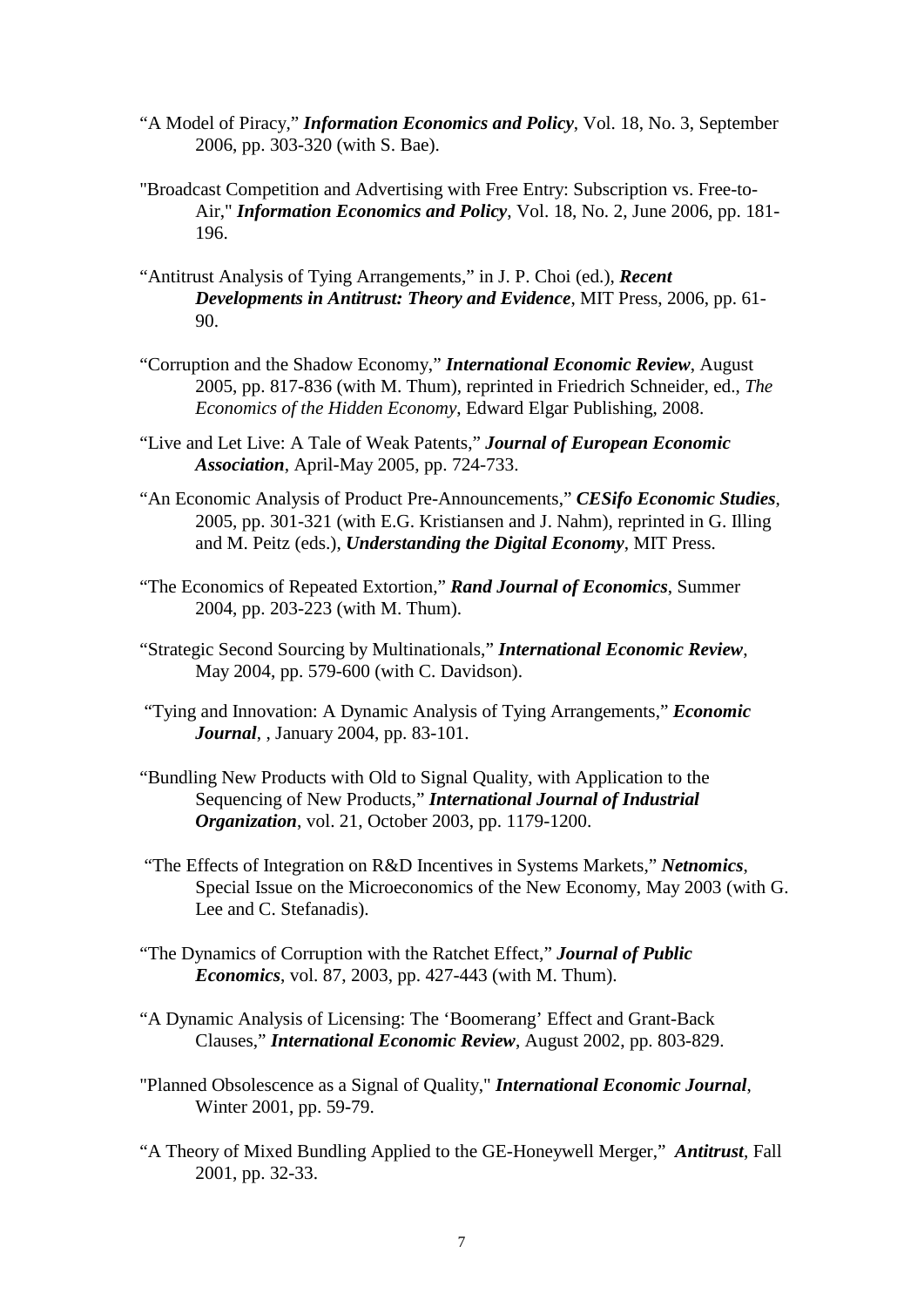"A Model of Piracy," ***Information Economics and Policy***, Vol. 18, No. 3, September 2006, pp. 303-320 (with S. Bae).

"Broadcast Competition and Advertising with Free Entry: Subscription vs. Free-to-Air," ***Information Economics and Policy***, Vol. 18, No. 2, June 2006, pp. 181-196.

"Antitrust Analysis of Tying Arrangements," in J. P. Choi (ed.), ***Recent Developments in Antitrust: Theory and Evidence***, MIT Press, 2006, pp. 61-90.

"Corruption and the Shadow Economy," ***International Economic Review***, August 2005, pp. 817-836 (with M. Thum), reprinted in Friedrich Schneider, ed., *The Economics of the Hidden Economy*, Edward Elgar Publishing, 2008.

"Live and Let Live: A Tale of Weak Patents," ***Journal of European Economic Association***, April-May 2005, pp. 724-733.

"An Economic Analysis of Product Pre-Announcements," ***CESifo Economic Studies***, 2005, pp. 301-321 (with E.G. Kristiansen and J. Nahm), reprinted in G. Illing and M. Peitz (eds.), ***Understanding the Digital Economy***, MIT Press.

"The Economics of Repeated Extortion," ***Rand Journal of Economics***, Summer 2004, pp. 203-223 (with M. Thum).

"Strategic Second Sourcing by Multinationals," ***International Economic Review***, May 2004, pp. 579-600 (with C. Davidson).

"Tying and Innovation: A Dynamic Analysis of Tying Arrangements," ***Economic Journal***, , January 2004, pp. 83-101.

"Bundling New Products with Old to Signal Quality, with Application to the Sequencing of New Products," ***International Journal of Industrial Organization***, vol. 21, October 2003, pp. 1179-1200.

"The Effects of Integration on R&D Incentives in Systems Markets," ***Netnomics***, Special Issue on the Microeconomics of the New Economy, May 2003 (with G. Lee and C. Stefanadis).

"The Dynamics of Corruption with the Ratchet Effect," ***Journal of Public Economics***, vol. 87, 2003, pp. 427-443 (with M. Thum).

"A Dynamic Analysis of Licensing: The 'Boomerang' Effect and Grant-Back Clauses," ***International Economic Review***, August 2002, pp. 803-829.

"Planned Obsolescence as a Signal of Quality," ***International Economic Journal***, Winter 2001, pp. 59-79.

"A Theory of Mixed Bundling Applied to the GE-Honeywell Merger," ***Antitrust***, Fall 2001, pp. 32-33.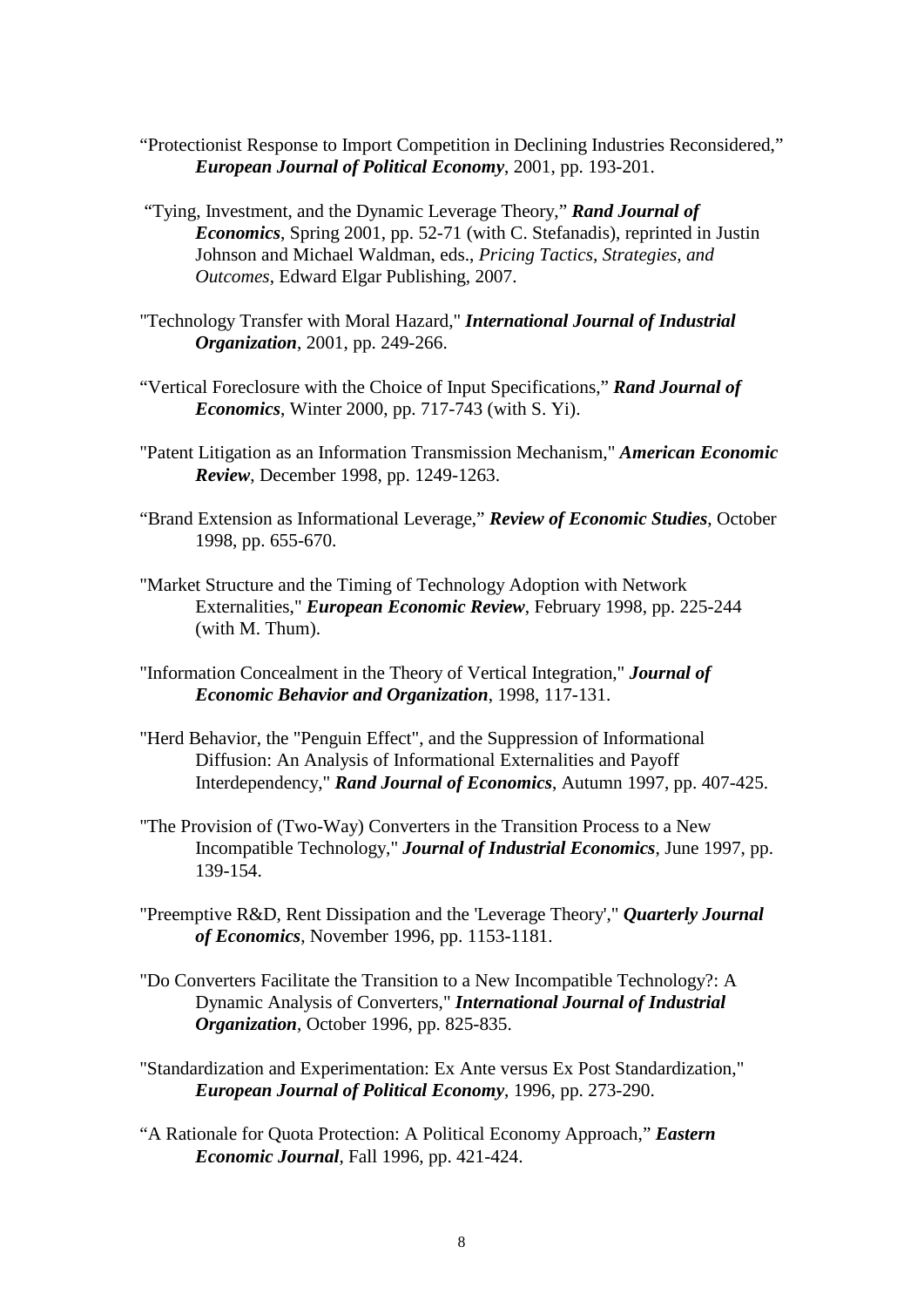"Protectionist Response to Import Competition in Declining Industries Reconsidered," ***European Journal of Political Economy***, 2001, pp. 193-201.

"Tying, Investment, and the Dynamic Leverage Theory," ***Rand Journal of Economics***, Spring 2001, pp. 52-71 (with C. Stefanadis), reprinted in Justin Johnson and Michael Waldman, eds., *Pricing Tactics, Strategies, and Outcomes*, Edward Elgar Publishing, 2007.

"Technology Transfer with Moral Hazard," ***International Journal of Industrial Organization***, 2001, pp. 249-266.

"Vertical Foreclosure with the Choice of Input Specifications," ***Rand Journal of Economics***, Winter 2000, pp. 717-743 (with S. Yi).

"Patent Litigation as an Information Transmission Mechanism," ***American Economic Review***, December 1998, pp. 1249-1263.

"Brand Extension as Informational Leverage," ***Review of Economic Studies***, October 1998, pp. 655-670.

"Market Structure and the Timing of Technology Adoption with Network Externalities," ***European Economic Review***, February 1998, pp. 225-244 (with M. Thum).

"Information Concealment in the Theory of Vertical Integration," ***Journal of Economic Behavior and Organization***, 1998, 117-131.

"Herd Behavior, the "Penguin Effect", and the Suppression of Informational Diffusion: An Analysis of Informational Externalities and Payoff Interdependency," ***Rand Journal of Economics***, Autumn 1997, pp. 407-425.

"The Provision of (Two-Way) Converters in the Transition Process to a New Incompatible Technology," ***Journal of Industrial Economics***, June 1997, pp. 139-154.

"Preemptive R&D, Rent Dissipation and the 'Leverage Theory'," ***Quarterly Journal of Economics***, November 1996, pp. 1153-1181.

"Do Converters Facilitate the Transition to a New Incompatible Technology?: A Dynamic Analysis of Converters," ***International Journal of Industrial Organization***, October 1996, pp. 825-835.

"Standardization and Experimentation: Ex Ante versus Ex Post Standardization," ***European Journal of Political Economy***, 1996, pp. 273-290.

"A Rationale for Quota Protection: A Political Economy Approach," ***Eastern Economic Journal***, Fall 1996, pp. 421-424.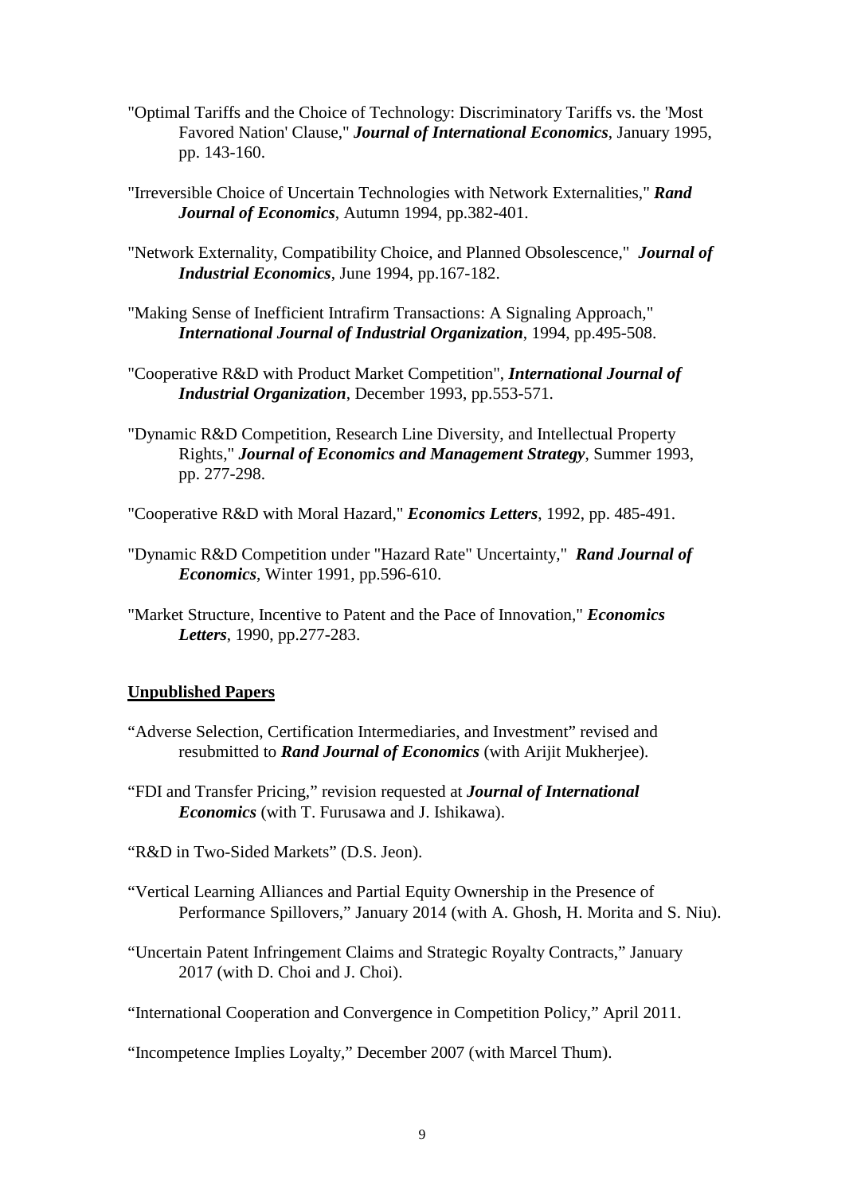"Optimal Tariffs and the Choice of Technology: Discriminatory Tariffs vs. the 'Most Favored Nation' Clause," ***Journal of International Economics***, January 1995, pp. 143-160.

"Irreversible Choice of Uncertain Technologies with Network Externalities," ***Rand Journal of Economics***, Autumn 1994, pp.382-401.

"Network Externality, Compatibility Choice, and Planned Obsolescence," ***Journal of Industrial Economics***, June 1994, pp.167-182.

"Making Sense of Inefficient Intrafirm Transactions: A Signaling Approach," ***International Journal of Industrial Organization***, 1994, pp.495-508.

"Cooperative R&D with Product Market Competition", ***International Journal of Industrial Organization***, December 1993, pp.553-571.

"Dynamic R&D Competition, Research Line Diversity, and Intellectual Property Rights," ***Journal of Economics and Management Strategy***, Summer 1993, pp. 277-298.

"Cooperative R&D with Moral Hazard," ***Economics Letters***, 1992, pp. 485-491.

"Dynamic R&D Competition under "Hazard Rate" Uncertainty," ***Rand Journal of Economics***, Winter 1991, pp.596-610.

"Market Structure, Incentive to Patent and the Pace of Innovation," ***Economics Letters***, 1990, pp.277-283.

## Unpublished Papers

"Adverse Selection, Certification Intermediaries, and Investment" revised and resubmitted to ***Rand Journal of Economics*** (with Arijit Mukherjee).

"FDI and Transfer Pricing," revision requested at ***Journal of International Economics*** (with T. Furusawa and J. Ishikawa).

"R&D in Two-Sided Markets" (D.S. Jeon).

"Vertical Learning Alliances and Partial Equity Ownership in the Presence of Performance Spillovers," January 2014 (with A. Ghosh, H. Morita and S. Niu).

"Uncertain Patent Infringement Claims and Strategic Royalty Contracts," January 2017 (with D. Choi and J. Choi).

"International Cooperation and Convergence in Competition Policy," April 2011.

"Incompetence Implies Loyalty," December 2007 (with Marcel Thum).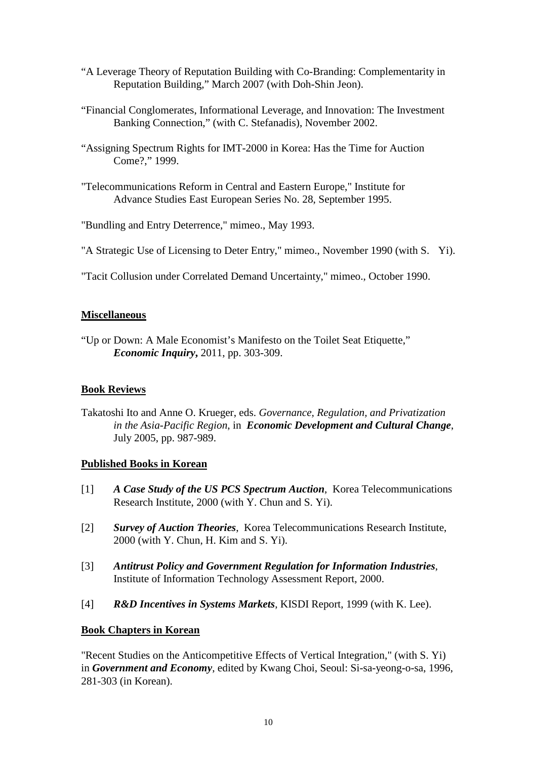"A Leverage Theory of Reputation Building with Co-Branding: Complementarity in Reputation Building," March 2007 (with Doh-Shin Jeon).

"Financial Conglomerates, Informational Leverage, and Innovation: The Investment Banking Connection," (with C. Stefanadis), November 2002.

"Assigning Spectrum Rights for IMT-2000 in Korea: Has the Time for Auction Come?," 1999.

"Telecommunications Reform in Central and Eastern Europe," Institute for Advance Studies East European Series No. 28, September 1995.

"Bundling and Entry Deterrence," mimeo., May 1993.

"A Strategic Use of Licensing to Deter Entry," mimeo., November 1990 (with S. Yi).

"Tacit Collusion under Correlated Demand Uncertainty," mimeo., October 1990.

**Miscellaneous**

"Up or Down: A Male Economist's Manifesto on the Toilet Seat Etiquette," ***Economic Inquiry***, 2011, pp. 303-309.

**Book Reviews**

Takatoshi Ito and Anne O. Krueger, eds. *Governance, Regulation, and Privatization in the Asia-Pacific Region*, in ***Economic Development and Cultural Change***, July 2005, pp. 987-989.

**Published Books in Korean**

[1] ***A Case Study of the US PCS Spectrum Auction***, Korea Telecommunications Research Institute, 2000 (with Y. Chun and S. Yi).

[2] ***Survey of Auction Theories***, Korea Telecommunications Research Institute, 2000 (with Y. Chun, H. Kim and S. Yi).

[3] ***Antitrust Policy and Government Regulation for Information Industries***, Institute of Information Technology Assessment Report, 2000.

[4] ***R&D Incentives in Systems Markets***, KISDI Report, 1999 (with K. Lee).

**Book Chapters in Korean**

"Recent Studies on the Anticompetitive Effects of Vertical Integration," (with S. Yi) in ***Government and Economy***, edited by Kwang Choi, Seoul: Si-sa-yeong-o-sa, 1996, 281-303 (in Korean).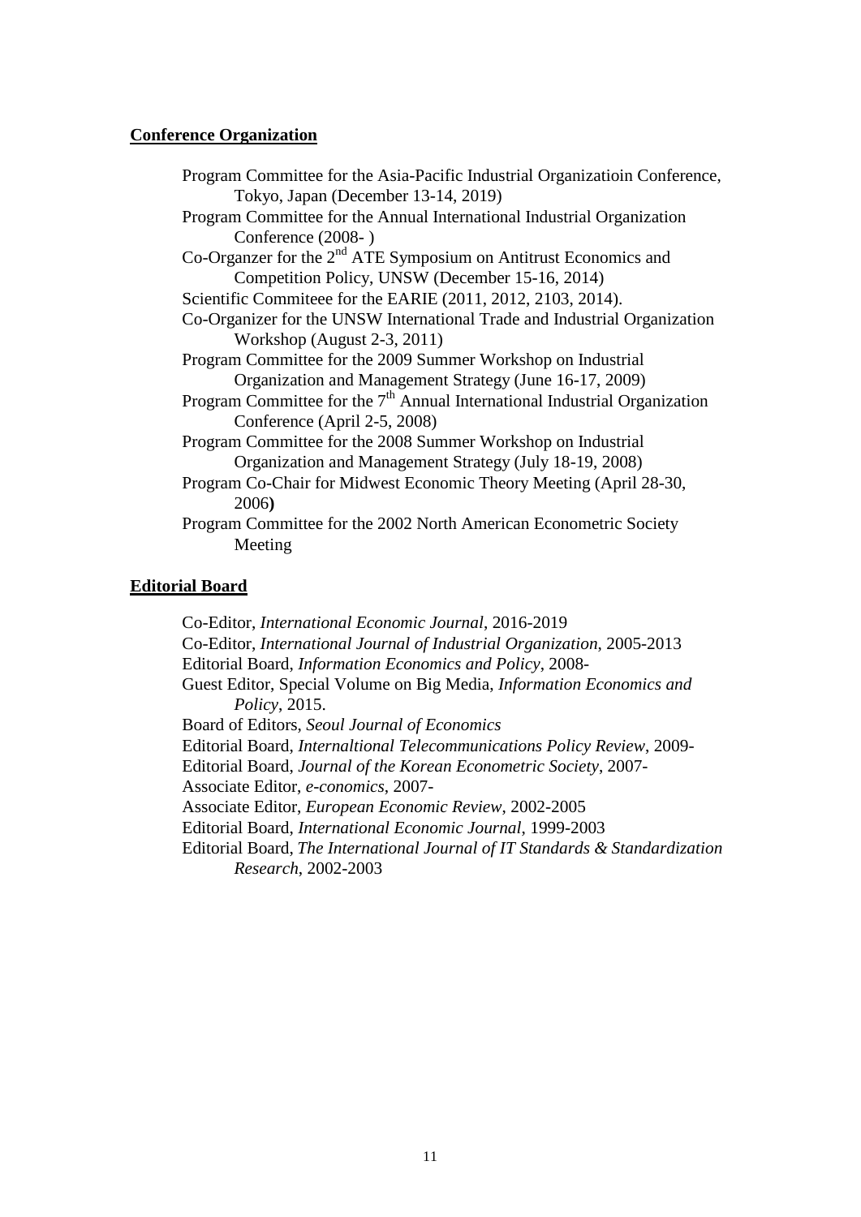## Conference Organization

- Program Committee for the Asia-Pacific Industrial Organizatioin Conference, Tokyo, Japan (December 13-14, 2019)
- Program Committee for the Annual International Industrial Organization Conference (2008- )
- Co-Organzer for the 2nd ATE Symposium on Antitrust Economics and Competition Policy, UNSW (December 15-16, 2014)
- Scientific Commiteee for the EARIE (2011, 2012, 2103, 2014).
- Co-Organizer for the UNSW International Trade and Industrial Organization Workshop (August 2-3, 2011)
- Program Committee for the 2009 Summer Workshop on Industrial Organization and Management Strategy (June 16-17, 2009)
- Program Committee for the 7th Annual International Industrial Organization Conference (April 2-5, 2008)
- Program Committee for the 2008 Summer Workshop on Industrial Organization and Management Strategy (July 18-19, 2008)
- Program Co-Chair for Midwest Economic Theory Meeting (April 28-30, 2006**)**
- Program Committee for the 2002 North American Econometric Society Meeting

## Editorial Board

- Co-Editor, *International Economic Journal*, 2016-2019
- Co-Editor, *International Journal of Industrial Organization*, 2005-2013
- Editorial Board, *Information Economics and Policy*, 2008-
- Guest Editor, Special Volume on Big Media, *Information Economics and Policy*, 2015.
- Board of Editors, *Seoul Journal of Economics*
- Editorial Board, *Internaltional Telecommunications Policy Review*, 2009-
- Editorial Board, *Journal of the Korean Econometric Society*, 2007-
- Associate Editor, *e-conomics*, 2007-
- Associate Editor, *European Economic Review*, 2002-2005
- Editorial Board, *International Economic Journal*, 1999-2003
- Editorial Board, *The International Journal of IT Standards & Standardization Research*, 2002-2003